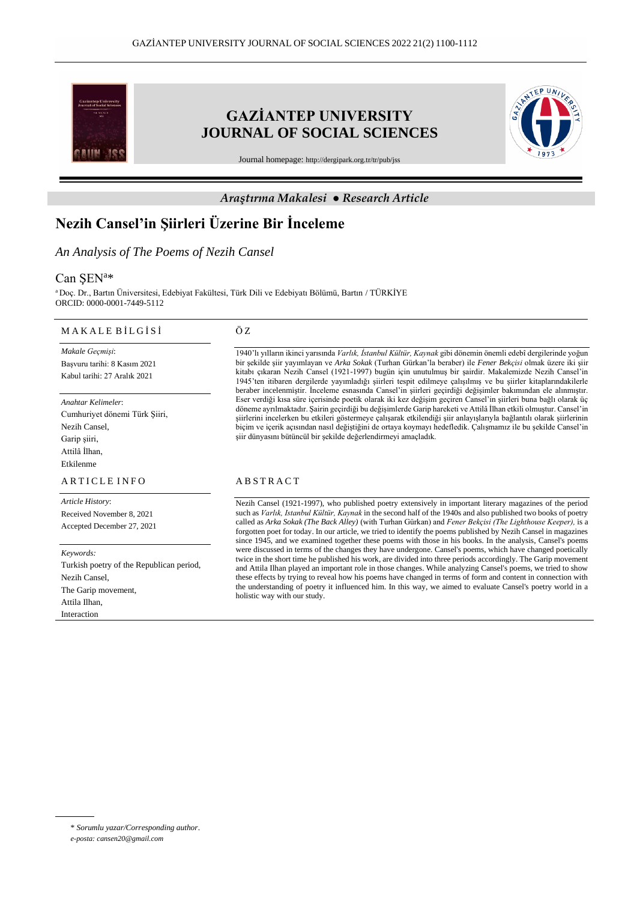# GAZİANTEP UNIVERSITY JOURNAL OF SOCIAL SCIENCES

Journal homepage: http://dergipark.org.tr/tr/pub/jss

*Araştırma Makalesi ● Research Article*

# Nezih Cansel'in Şiirleri Üzerine Bir İnceleme

*An Analysis of The Poems of Nezih Cansel*

Can ŞEN[a]*

[a] Doç. Dr., Bartın Üniversitesi, Edebiyat Fakültesi, Türk Dili ve Edebiyatı Bölümü, Bartın / TÜRKİYE
ORCID: 0000-0001-7449-5112

## MAKALE BİLGİSİ

*Makale Geçmişi*:
Başvuru tarihi: 8 Kasım 2021
Kabul tarihi: 27 Aralık 2021

*Anahtar Kelimeler*:
Cumhuriyet dönemi Türk Şiiri,
Nezih Cansel,
Garip şiiri,
Attilâ İlhan,
Etkilenme

## ÖZ

1940'lı yılların ikinci yarısında *Varlık, İstanbul Kültür, Kaynak* gibi dönemin önemli edebî dergilerinde yoğun bir şekilde şiir yayımlayan ve *Arka Sokak* (Turhan Gürkan'la beraber) ile *Fener Bekçisi* olmak üzere iki şiir kitabı çıkaran Nezih Cansel (1921-1997) bugün için unutulmuş bir şairdir. Makalemizde Nezih Cansel'in 1945'ten itibaren dergilerde yayımladığı şiirleri tespit edilmeye çalışılmış ve bu şiirler kitaplarındakilerle beraber incelenmiştir. İnceleme esnasında Cansel'in şiirleri geçirdiği değişimler bakımından ele alınmıştır. Eser verdiği kısa süre içerisinde poetik olarak iki kez değişim geçiren Cansel'in şiirleri buna bağlı olarak üç döneme ayrılmaktadır. Şairin geçirdiği bu değişimlerde Garip hareketi ve Attilâ İlhan etkili olmuştur. Cansel'in şiirlerini incelerken bu etkileri göstermeye çalışarak etkilendiği şiir anlayışlarıyla bağlantılı olarak şiirlerinin biçim ve içerik açısından nasıl değiştiğini de ortaya koymayı hedefledik. Çalışmamız ile bu şekilde Cansel'in şiir dünyasını bütüncül bir şekilde değerlendirmeyi amaçladık.

## ARTICLE INFO

*Article History*:
Received November 8, 2021
Accepted December 27, 2021

*Keywords:*
Turkish poetry of the Republican period,
Nezih Cansel,
The Garip movement,
Attila Ilhan,
Interaction

## ABSTRACT

Nezih Cansel (1921-1997), who published poetry extensively in important literary magazines of the period such as *Varlık, Istanbul Kültür, Kaynak* in the second half of the 1940s and also published two books of poetry called as *Arka Sokak (The Back Alley)* (with Turhan Gürkan) and *Fener Bekçisi (The Lighthouse Keeper),* is a forgotten poet for today. In our article, we tried to identify the poems published by Nezih Cansel in magazines since 1945, and we examined together these poems with those in his books. In the analysis, Cansel's poems were discussed in terms of the changes they have undergone. Cansel's poems, which have changed poetically twice in the short time he published his work, are divided into three periods accordingly. The Garip movement and Attila Ilhan played an important role in those changes. While analyzing Cansel's poems, we tried to show these effects by trying to reveal how his poems have changed in terms of form and content in connection with the understanding of poetry it influenced him. In this way, we aimed to evaluate Cansel's poetry world in a holistic way with our study.

---

\* *Sorumlu yazar/Corresponding author*.
*e-posta: cansen20@gmail.com*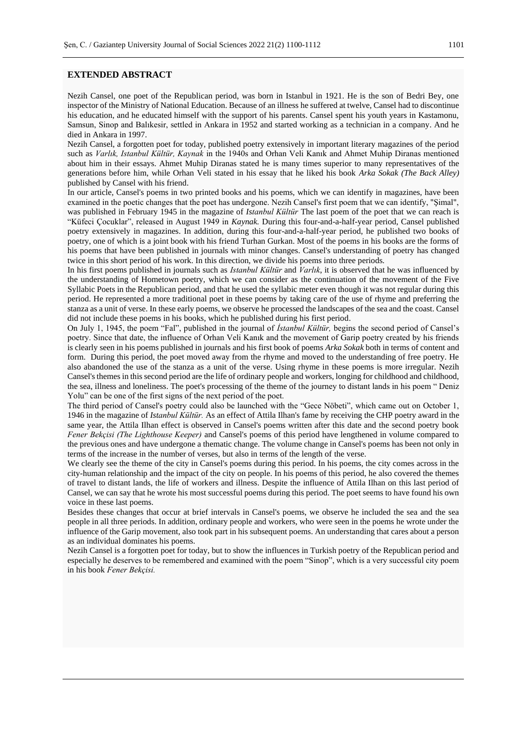## EXTENDED ABSTRACT

Nezih Cansel, one poet of the Republican period, was born in Istanbul in 1921. He is the son of Bedri Bey, one inspector of the Ministry of National Education. Because of an illness he suffered at twelve, Cansel had to discontinue his education, and he educated himself with the support of his parents. Cansel spent his youth years in Kastamonu, Samsun, Sinop and Balıkesir, settled in Ankara in 1952 and started working as a technician in a company. And he died in Ankara in 1997.

Nezih Cansel, a forgotten poet for today, published poetry extensively in important literary magazines of the period such as *Varlık, Istanbul Kültür, Kaynak* in the 1940s and Orhan Veli Kanık and Ahmet Muhip Diranas mentioned about him in their essays. Ahmet Muhip Diranas stated he is many times superior to many representatives of the generations before him, while Orhan Veli stated in his essay that he liked his book *Arka Sokak (The Back Alley)* published by Cansel with his friend.

In our article, Cansel's poems in two printed books and his poems, which we can identify in magazines, have been examined in the poetic changes that the poet has undergone. Nezih Cansel's first poem that we can identify, "Şimal", was published in February 1945 in the magazine of *Istanbul Kültür* The last poem of the poet that we can reach is "Küfeci Çocuklar", released in August 1949 in *Kaynak.* During this four-and-a-half-year period, Cansel published poetry extensively in magazines. In addition, during this four-and-a-half-year period, he published two books of poetry, one of which is a joint book with his friend Turhan Gurkan. Most of the poems in his books are the forms of his poems that have been published in journals with minor changes. Cansel's understanding of poetry has changed twice in this short period of his work. In this direction, we divide his poems into three periods.

In his first poems published in journals such as *Istanbul Kültür* and *Varlık*, it is observed that he was influenced by the understanding of Hometown poetry, which we can consider as the continuation of the movement of the Five Syllabic Poets in the Republican period, and that he used the syllabic meter even though it was not regular during this period. He represented a more traditional poet in these poems by taking care of the use of rhyme and preferring the stanza as a unit of verse. In these early poems, we observe he processed the landscapes of the sea and the coast. Cansel did not include these poems in his books, which he published during his first period.

On July 1, 1945, the poem "Fal", published in the journal of *İstanbul Kültür,* begins the second period of Cansel's poetry. Since that date, the influence of Orhan Veli Kanık and the movement of Garip poetry created by his friends is clearly seen in his poems published in journals and his first book of poems *Arka Sokak* both in terms of content and form. During this period, the poet moved away from the rhyme and moved to the understanding of free poetry. He also abandoned the use of the stanza as a unit of the verse. Using rhyme in these poems is more irregular. Nezih Cansel's themes in this second period are the life of ordinary people and workers, longing for childhood and childhood, the sea, illness and loneliness. The poet's processing of the theme of the journey to distant lands in his poem " Deniz Yolu" can be one of the first signs of the next period of the poet.

The third period of Cansel's poetry could also be launched with the "Gece Nöbeti", which came out on October 1, 1946 in the magazine of *Istanbul Kültür.* As an effect of Attila Ilhan's fame by receiving the CHP poetry award in the same year, the Attila Ilhan effect is observed in Cansel's poems written after this date and the second poetry book *Fener Bekçisi (The Lighthouse Keeper)* and Cansel's poems of this period have lengthened in volume compared to the previous ones and have undergone a thematic change. The volume change in Cansel's poems has been not only in terms of the increase in the number of verses, but also in terms of the length of the verse.

We clearly see the theme of the city in Cansel's poems during this period. In his poems, the city comes across in the city-human relationship and the impact of the city on people. In his poems of this period, he also covered the themes of travel to distant lands, the life of workers and illness. Despite the influence of Attila Ilhan on this last period of Cansel, we can say that he wrote his most successful poems during this period. The poet seems to have found his own voice in these last poems.

Besides these changes that occur at brief intervals in Cansel's poems, we observe he included the sea and the sea people in all three periods. In addition, ordinary people and workers, who were seen in the poems he wrote under the influence of the Garip movement, also took part in his subsequent poems. An understanding that cares about a person as an individual dominates his poems.

Nezih Cansel is a forgotten poet for today, but to show the influences in Turkish poetry of the Republican period and especially he deserves to be remembered and examined with the poem "Sinop", which is a very successful city poem in his book *Fener Bekçisi.*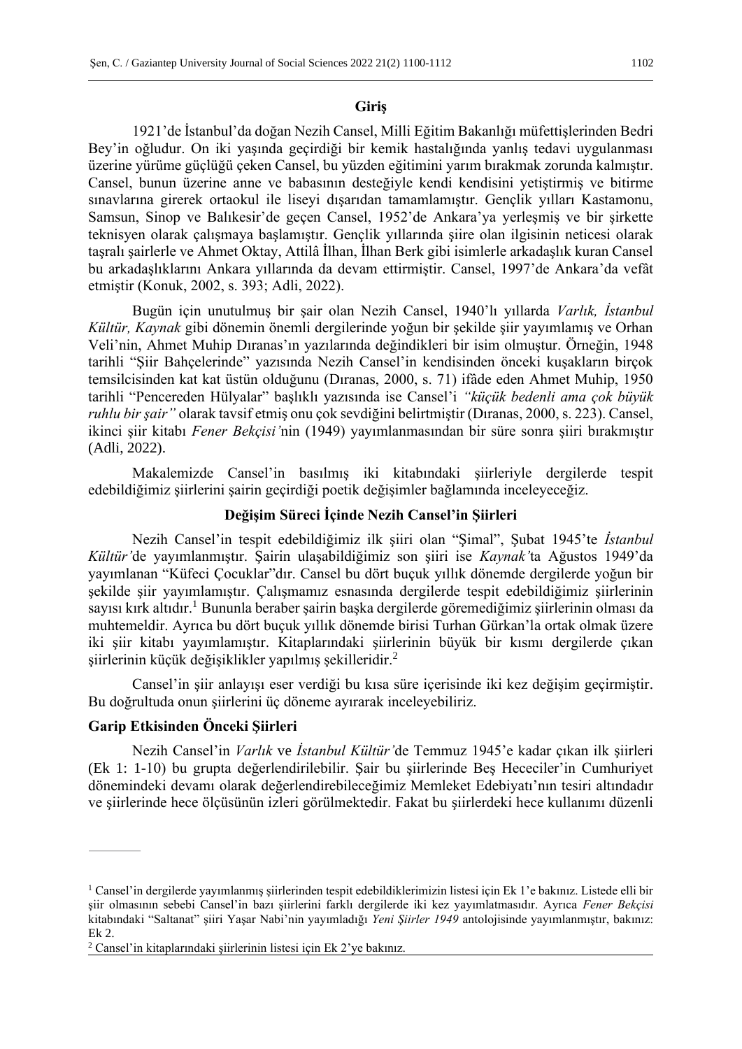## Giriş

1921'de İstanbul'da doğan Nezih Cansel, Milli Eğitim Bakanlığı müfettişlerinden Bedri Bey'in oğludur. On iki yaşında geçirdiği bir kemik hastalığında yanlış tedavi uygulanması üzerine yürüme güçlüğü çeken Cansel, bu yüzden eğitimini yarım bırakmak zorunda kalmıştır. Cansel, bunun üzerine anne ve babasının desteğiyle kendi kendisini yetiştirmiş ve bitirme sınavlarına girerek ortaokul ile liseyi dışarıdan tamamlamıştır. Gençlik yılları Kastamonu, Samsun, Sinop ve Balıkesir'de geçen Cansel, 1952'de Ankara'ya yerleşmiş ve bir şirkette teknisyen olarak çalışmaya başlamıştır. Gençlik yıllarında şiire olan ilgisinin neticesi olarak taşralı şairlerle ve Ahmet Oktay, Attilâ İlhan, İlhan Berk gibi isimlerle arkadaşlık kuran Cansel bu arkadaşlıklarını Ankara yıllarında da devam ettirmiştir. Cansel, 1997'de Ankara'da vefât etmiştir (Konuk, 2002, s. 393; Adli, 2022).

Bugün için unutulmuş bir şair olan Nezih Cansel, 1940'lı yıllarda *Varlık, İstanbul Kültür, Kaynak* gibi dönemin önemli dergilerinde yoğun bir şekilde şiir yayımlamış ve Orhan Veli'nin, Ahmet Muhip Dıranas'ın yazılarında değindikleri bir isim olmuştur. Örneğin, 1948 tarihli "Şiir Bahçelerinde" yazısında Nezih Cansel'in kendisinden önceki kuşakların birçok temsilcisinden kat kat üstün olduğunu (Dıranas, 2000, s. 71) ifâde eden Ahmet Muhip, 1950 tarihli "Pencereden Hülyalar" başlıklı yazısında ise Cansel'i *"küçük bedenli ama çok büyük ruhlu bir şair"* olarak tavsif etmiş onu çok sevdiğini belirtmiştir (Dıranas, 2000, s. 223). Cansel, ikinci şiir kitabı *Fener Bekçisi*'nin (1949) yayımlanmasından bir süre sonra şiiri bırakmıştır (Adli, 2022).

Makalemizde Cansel'in basılmış iki kitabındaki şiirleriyle dergilerde tespit edebildiğimiz şiirlerini şairin geçirdiği poetik değişimler bağlamında inceleyeceğiz.

## Değişim Süreci İçinde Nezih Cansel'in Şiirleri

Nezih Cansel'in tespit edebildiğimiz ilk şiiri olan "Şimal", Şubat 1945'te *İstanbul Kültür*'de yayımlanmıştır. Şairin ulaşabildiğimiz son şiiri ise *Kaynak*'ta Ağustos 1949'da yayımlanan "Küfeci Çocuklar"dır. Cansel bu dört buçuk yıllık dönemde dergilerde yoğun bir şekilde şiir yayımlamıştır. Çalışmamız esnasında dergilerde tespit edebildiğimiz şiirlerinin sayısı kırk altıdır.[1] Bununla beraber şairin başka dergilerde göremediğimiz şiirlerinin olması da muhtemeldir. Ayrıca bu dört buçuk yıllık dönemde birisi Turhan Gürkan'la ortak olmak üzere iki şiir kitabı yayımlamıştır. Kitaplarındaki şiirlerinin büyük bir kısmı dergilerde çıkan şiirlerinin küçük değişiklikler yapılmış şekilleridir.[2]

Cansel'in şiir anlayışı eser verdiği bu kısa süre içerisinde iki kez değişim geçirmiştir. Bu doğrultuda onun şiirlerini üç döneme ayırarak inceleyebiliriz.

### Garip Etkisinden Önceki Şiirleri

Nezih Cansel'in *Varlık* ve *İstanbul Kültür*'de Temmuz 1945'e kadar çıkan ilk şiirleri (Ek 1: 1-10) bu grupta değerlendirilebilir. Şair bu şiirlerinde Beş Hececiler'in Cumhuriyet dönemindeki devamı olarak değerlendirebileceğimiz Memleket Edebiyatı'nın tesiri altındadır ve şiirlerinde hece ölçüsünün izleri görülmektedir. Fakat bu şiirlerdeki hece kullanımı düzenli

---

[1] Cansel'in dergilerde yayımlanmış şiirlerinden tespit edebildiklerimizin listesi için Ek 1'e bakınız. Listede elli bir şiir olmasının sebebi Cansel'in bazı şiirlerini farklı dergilerde iki kez yayımlatmasıdır. Ayrıca *Fener Bekçisi* kitabındaki "Saltanat" şiiri Yaşar Nabi'nin yayımladığı *Yeni Şiirler 1949* antolojisinde yayımlanmıştır, bakınız: Ek 2.

[2] Cansel'in kitaplarındaki şiirlerinin listesi için Ek 2'ye bakınız.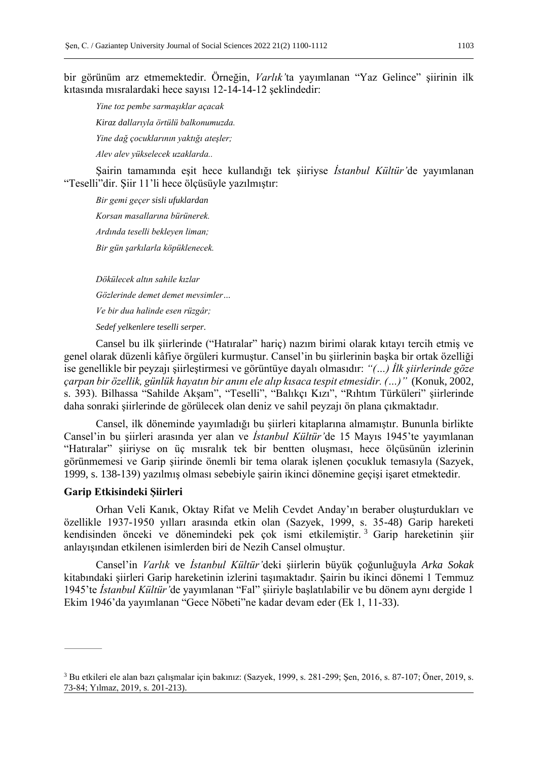bir görünüm arz etmemektedir. Örneğin, *Varlık*'ta yayımlanan "Yaz Gelince" şiirinin ilk kıtasında mısralardaki hece sayısı 12-14-14-12 şeklindedir:

> *Yine toz pembe sarmaşıklar açacak*
>
> *Kiraz dallarıyla örtülü balkonumuzda.*
>
> *Yine dağ çocuklarının yaktığı ateşler;*
>
> *Alev alev yükselecek uzaklarda..*

Şairin tamamında eşit hece kullandığı tek şiiriyse *İstanbul Kültür*'de yayımlanan "Teselli"dir. Şiir 11'li hece ölçüsüyle yazılmıştır:

> *Bir gemi geçer sisli ufuklardan*
>
> *Korsan masallarına bürünerek.*
>
> *Ardında teselli bekleyen liman;*
>
> *Bir gün şarkılarla köpüklenecek.*
>
> *Dökülecek altın sahile kızlar*
>
> *Gözlerinde demet demet mevsimler…*
>
> *Ve bir dua halinde esen rüzgâr;*
>
> *Sedef yelkenlere teselli serper.*

Cansel bu ilk şiirlerinde ("Hatıralar" hariç) nazım birimi olarak kıtayı tercih etmiş ve genel olarak düzenli kâfiye örgüleri kurmuştur. Cansel'in bu şiirlerinin başka bir ortak özelliği ise genellikle bir peyzajı şiirleştirmesi ve görüntüye dayalı olmasıdır: *"(…) İlk şiirlerinde göze çarpan bir özellik, günlük hayatın bir anını ele alıp kısaca tespit etmesidir. (…)"* (Konuk, 2002, s. 393). Bilhassa "Sahilde Akşam", "Teselli", "Balıkçı Kızı", "Rıhtım Türküleri" şiirlerinde daha sonraki şiirlerinde de görülecek olan deniz ve sahil peyzajı ön plana çıkmaktadır.

Cansel, ilk döneminde yayımladığı bu şiirleri kitaplarına almamıştır. Bununla birlikte Cansel'in bu şiirleri arasında yer alan ve *İstanbul Kültür*'de 15 Mayıs 1945'te yayımlanan "Hatıralar" şiiriyse on üç mısralık tek bir bentten oluşması, hece ölçüsünün izlerinin görünmemesi ve Garip şiirinde önemli bir tema olarak işlenen çocukluk temasıyla (Sazyek, 1999, s. 138-139) yazılmış olması sebebiyle şairin ikinci dönemine geçişi işaret etmektedir.

## Garip Etkisindeki Şiirleri

Orhan Veli Kanık, Oktay Rifat ve Melih Cevdet Anday'ın beraber oluşturdukları ve özellikle 1937-1950 yılları arasında etkin olan (Sazyek, 1999, s. 35-48) Garip hareketi kendisinden önceki ve dönemindeki pek çok ismi etkilemiştir.[3] Garip hareketinin şiir anlayışından etkilenen isimlerden biri de Nezih Cansel olmuştur.

Cansel'in *Varlık* ve *İstanbul Kültür*'deki şiirlerin büyük çoğunluğuyla *Arka Sokak* kitabındaki şiirleri Garip hareketinin izlerini taşımaktadır. Şairin bu ikinci dönemi 1 Temmuz 1945'te *İstanbul Kültür*'de yayımlanan "Fal" şiiriyle başlatılabilir ve bu dönem aynı dergide 1 Ekim 1946'da yayımlanan "Gece Nöbeti"ne kadar devam eder (Ek 1, 11-33).

---

[3] Bu etkileri ele alan bazı çalışmalar için bakınız: (Sazyek, 1999, s. 281-299; Şen, 2016, s. 87-107; Öner, 2019, s. 73-84; Yılmaz, 2019, s. 201-213).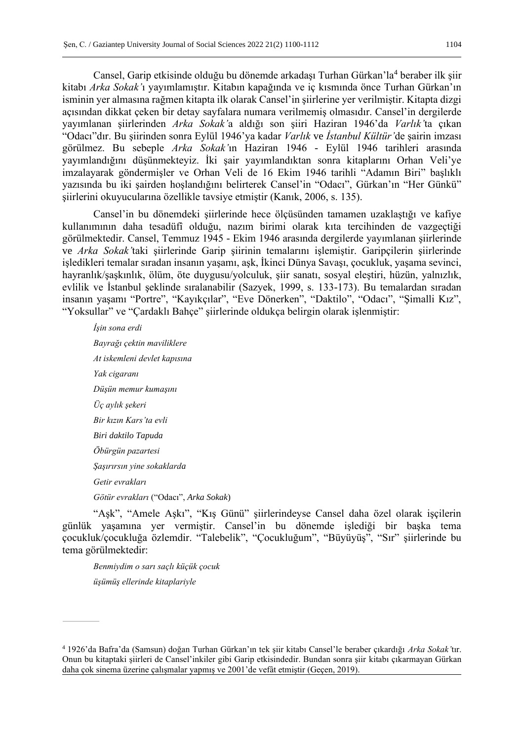Cansel, Garip etkisinde olduğu bu dönemde arkadaşı Turhan Gürkan'la[4] beraber ilk şiir kitabı *Arka Sokak'*ı yayımlamıştır. Kitabın kapağında ve iç kısmında önce Turhan Gürkan'ın isminin yer almasına rağmen kitapta ilk olarak Cansel'in şiirlerine yer verilmiştir. Kitapta dizgi açısından dikkat çeken bir detay sayfalara numara verilmemiş olmasıdır. Cansel'in dergilerde yayımlanan şiirlerinden *Arka Sokak'*a aldığı son şiiri Haziran 1946'da *Varlık'*ta çıkan "Odacı"dır. Bu şiirinden sonra Eylül 1946'ya kadar *Varlık* ve *İstanbul Kültür'*de şairin imzası görülmez. Bu sebeple *Arka Sokak'*ın Haziran 1946 - Eylül 1946 tarihleri arasında yayımlandığını düşünmekteyiz. İki şair yayımlandıktan sonra kitaplarını Orhan Veli'ye imzalayarak göndermişler ve Orhan Veli de 16 Ekim 1946 tarihli "Adamın Biri" başlıklı yazısında bu iki şairden hoşlandığını belirterek Cansel'in "Odacı", Gürkan'ın "Her Günkü" şiirlerini okuyucularına özellikle tavsiye etmiştir (Kanık, 2006, s. 135).

Cansel'in bu dönemdeki şiirlerinde hece ölçüsünden tamamen uzaklaştığı ve kafiye kullanımının daha tesadüfî olduğu, nazım birimi olarak kıta tercihinden de vazgeçtiği görülmektedir. Cansel, Temmuz 1945 - Ekim 1946 arasında dergilerde yayımlanan şiirlerinde ve *Arka Sokak'*taki şiirlerinde Garip şiirinin temalarını işlemiştir. Garipçilerin şiirlerinde işledikleri temalar sıradan insanın yaşamı, aşk, İkinci Dünya Savaşı, çocukluk, yaşama sevinci, hayranlık/şaşkınlık, ölüm, öte duygusu/yolculuk, şiir sanatı, sosyal eleştiri, hüzün, yalnızlık, evlilik ve İstanbul şeklinde sıralanabilir (Sazyek, 1999, s. 133-173). Bu temalardan sıradan insanın yaşamı "Portre", "Kayıkçılar", "Eve Dönerken", "Daktilo", "Odacı", "Şimalli Kız", "Yoksullar" ve "Çardaklı Bahçe" şiirlerinde oldukça belirgin olarak işlenmiştir:

> *İşin sona erdi*
>
> *Bayrağı çektin maviliklere*
>
> *At iskemleni devlet kapısına*
>
> *Yak cigaranı*
>
> *Düşün memur kumaşını*
>
> *Üç aylık şekeri*
>
> *Bir kızın Kars'ta evli*
>
> *Biri daktilo Tapuda*
>
> *Öbürgün pazartesi*
>
> *Şaşırırsın yine sokaklarda*
>
> *Getir evrakları*
>
> *Götür evrakları* ("Odacı", *Arka Sokak*)

"Aşk", "Amele Aşkı", "Kış Günü" şiirlerindeyse Cansel daha özel olarak işçilerin günlük yaşamına yer vermiştir. Cansel'in bu dönemde işlediği bir başka tema çocukluk/çocukluğa özlemdir. "Talebelik", "Çocukluğum", "Büyüyüş", "Sır" şiirlerinde bu tema görülmektedir:

> *Benmiydim o sarı saçlı küçük çocuk*
>
> *üşümüş ellerinde kitaplariyle*

---

[4] 1926'da Bafra'da (Samsun) doğan Turhan Gürkan'ın tek şiir kitabı Cansel'le beraber çıkardığı *Arka Sokak'*tır. Onun bu kitaptaki şiirleri de Cansel'inkiler gibi Garip etkisindedir. Bundan sonra şiir kitabı çıkarmayan Gürkan daha çok sinema üzerine çalışmalar yapmış ve 2001'de vefât etmiştir (Geçen, 2019).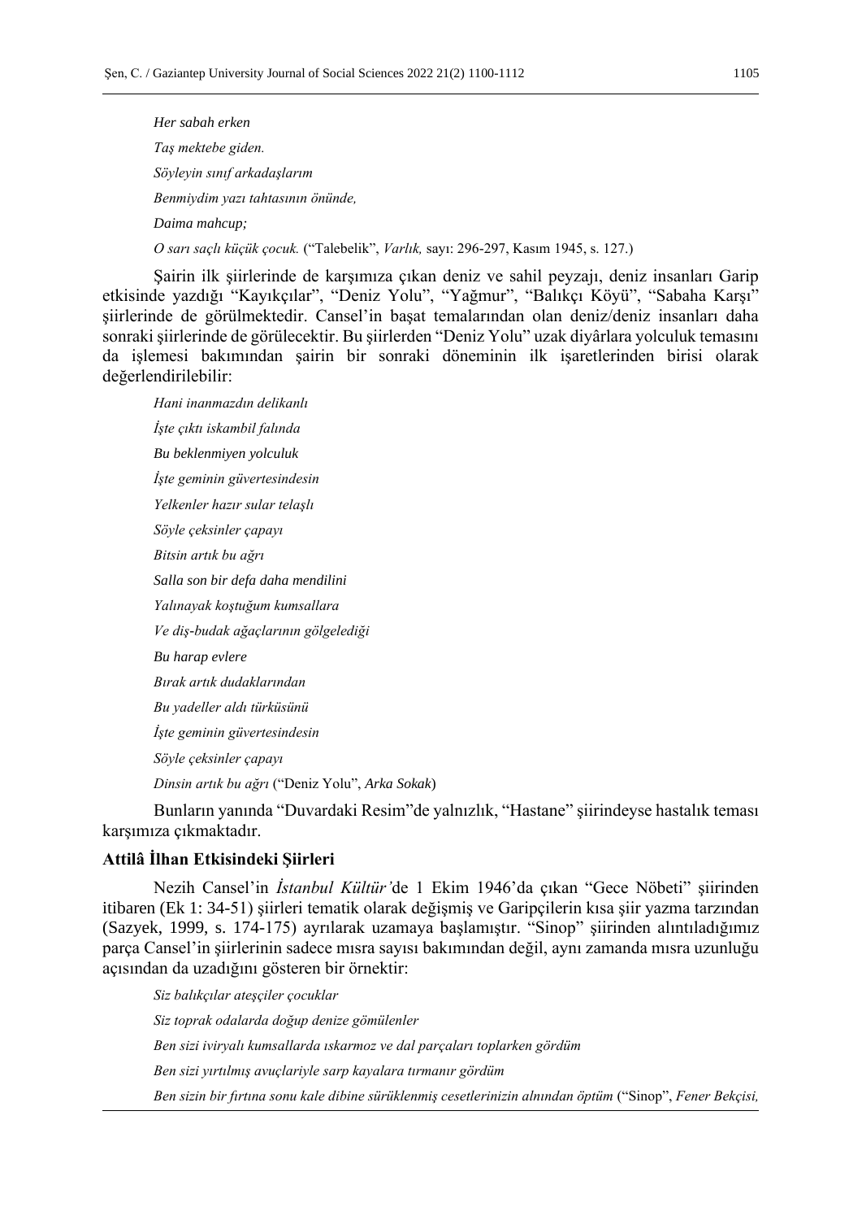*Her sabah erken*

*Taş mektebe giden.*

*Söyleyin sınıf arkadaşlarım*

*Benmiydim yazı tahtasının önünde,*

*Daima mahcup;*

*O sarı saçlı küçük çocuk.* ("Talebelik", *Varlık,* sayı: 296-297, Kasım 1945, s. 127.)

Şairin ilk şiirlerinde de karşımıza çıkan deniz ve sahil peyzajı, deniz insanları Garip etkisinde yazdığı "Kayıkçılar", "Deniz Yolu", "Yağmur", "Balıkçı Köyü", "Sabaha Karşı" şiirlerinde de görülmektedir. Cansel'in başat temalarından olan deniz/deniz insanları daha sonraki şiirlerinde de görülecektir. Bu şiirlerden "Deniz Yolu" uzak diyârlara yolculuk temasını da işlemesi bakımından şairin bir sonraki döneminin ilk işaretlerinden birisi olarak değerlendirilebilir:

*Hani inanmazdın delikanlı*

*İşte çıktı iskambil falında*

*Bu beklenmiyen yolculuk*

*İşte geminin güvertesindesin*

*Yelkenler hazır sular telaşlı*

*Söyle çeksinler çapayı*

*Bitsin artık bu ağrı*

*Salla son bir defa daha mendilini*

*Yalınayak koştuğum kumsallara*

*Ve diş-budak ağaçlarının gölgelediği*

*Bu harap evlere*

*Bırak artık dudaklarından*

*Bu yadeller aldı türküsünü*

*İşte geminin güvertesindesin*

*Söyle çeksinler çapayı*

*Dinsin artık bu ağrı* ("Deniz Yolu", *Arka Sokak*)

Bunların yanında "Duvardaki Resim"de yalnızlık, "Hastane" şiirindeyse hastalık teması karşımıza çıkmaktadır.

**Attilâ İlhan Etkisindeki Şiirleri**

Nezih Cansel'in *İstanbul Kültür*'de 1 Ekim 1946'da çıkan "Gece Nöbeti" şiirinden itibaren (Ek 1: 34-51) şiirleri tematik olarak değişmiş ve Garipçilerin kısa şiir yazma tarzından (Sazyek, 1999, s. 174-175) ayrılarak uzamaya başlamıştır. "Sinop" şiirinden alıntıladığımız parça Cansel'in şiirlerinin sadece mısra sayısı bakımından değil, aynı zamanda mısra uzunluğu açısından da uzadığını gösteren bir örnektir:

*Siz balıkçılar ateşçiler çocuklar*

*Siz toprak odalarda doğup denize gömülenler*

*Ben sizi iviryalı kumsallarda ıskarmoz ve dal parçaları toplarken gördüm*

*Ben sizi yırtılmış avuçlariyle sarp kayalara tırmanır gördüm*

*Ben sizin bir fırtına sonu kale dibine sürüklenmiş cesetlerinizin alnından öptüm* ("Sinop", *Fener Bekçisi,*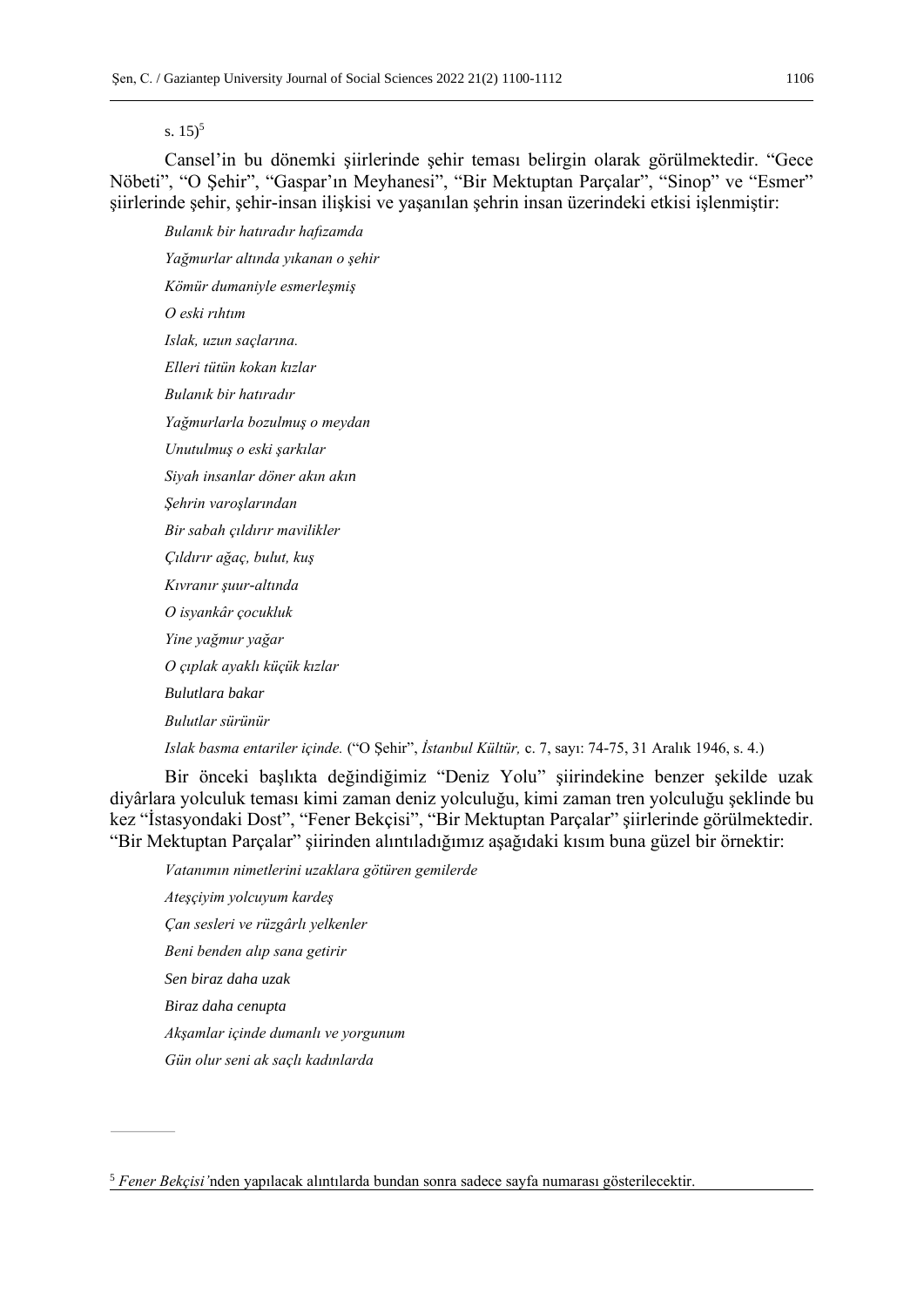s. 15)[5]

Cansel'in bu dönemki şiirlerinde şehir teması belirgin olarak görülmektedir. "Gece Nöbeti", "O Şehir", "Gaspar'ın Meyhanesi", "Bir Mektuptan Parçalar", "Sinop" ve "Esmer" şiirlerinde şehir, şehir-insan ilişkisi ve yaşanılan şehrin insan üzerindeki etkisi işlenmiştir:

*Bulanık bir hatıradır hafızamda*

*Yağmurlar altında yıkanan o şehir*

*Kömür dumaniyle esmerleşmiş*

*O eski rıhtım*

*Islak, uzun saçlarına.*

*Elleri tütün kokan kızlar*

*Bulanık bir hatıradır*

*Yağmurlarla bozulmuş o meydan*

*Unutulmuş o eski şarkılar*

*Siyah insanlar döner akın akın*

*Şehrin varoşlarından*

*Bir sabah çıldırır mavilikler*

*Çıldırır ağaç, bulut, kuş*

*Kıvranır şuur-altında*

*O isyankâr çocukluk*

*Yine yağmur yağar*

*O çıplak ayaklı küçük kızlar*

*Bulutlara bakar*

*Bulutlar sürünür*

*Islak basma entariler içinde.* ("O Şehir", *İstanbul Kültür,* c. 7, sayı: 74-75, 31 Aralık 1946, s. 4.)

Bir önceki başlıkta değindiğimiz "Deniz Yolu" şiirindekine benzer şekilde uzak diyârlara yolculuk teması kimi zaman deniz yolculuğu, kimi zaman tren yolculuğu şeklinde bu kez "İstasyondaki Dost", "Fener Bekçisi", "Bir Mektuptan Parçalar" şiirlerinde görülmektedir. "Bir Mektuptan Parçalar" şiirinden alıntıladığımız aşağıdaki kısım buna güzel bir örnektir:

*Vatanımın nimetlerini uzaklara götüren gemilerde*

*Ateşçiyim yolcuyum kardeş*

*Çan sesleri ve rüzgârlı yelkenler*

*Beni benden alıp sana getirir*

*Sen biraz daha uzak*

*Biraz daha cenupta*

*Akşamlar içinde dumanlı ve yorgunum*

*Gün olur seni ak saçlı kadınlarda*

---

[5] *Fener Bekçisi*'nden yapılacak alıntılarda bundan sonra sadece sayfa numarası gösterilecektir.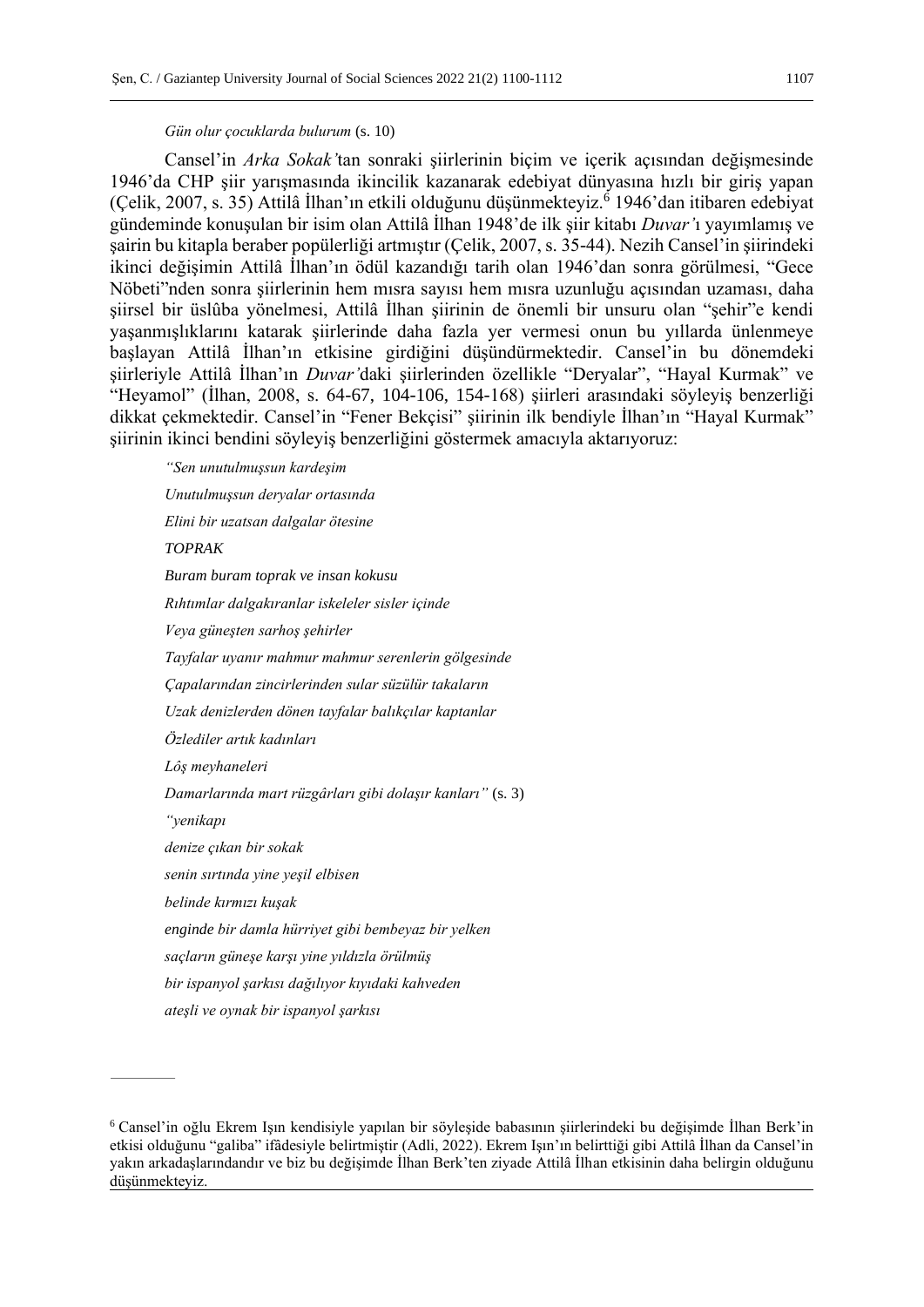*Gün olur çocuklarda bulurum* (s. 10)

Cansel'in *Arka Sokak'*tan sonraki şiirlerinin biçim ve içerik açısından değişmesinde 1946'da CHP şiir yarışmasında ikincilik kazanarak edebiyat dünyasına hızlı bir giriş yapan (Çelik, 2007, s. 35) Attilâ İlhan'ın etkili olduğunu düşünmekteyiz.[6] 1946'dan itibaren edebiyat gündeminde konuşulan bir isim olan Attilâ İlhan 1948'de ilk şiir kitabı *Duvar'*ı yayımlamış ve şairin bu kitapla beraber popülerliği artmıştır (Çelik, 2007, s. 35-44). Nezih Cansel'in şiirindeki ikinci değişimin Attilâ İlhan'ın ödül kazandığı tarih olan 1946'dan sonra görülmesi, "Gece Nöbeti"nden sonra şiirlerinin hem mısra sayısı hem mısra uzunluğu açısından uzaması, daha şiirsel bir üslûba yönelmesi, Attilâ İlhan şiirinin de önemli bir unsuru olan "şehir"e kendi yaşanmışlıklarını katarak şiirlerinde daha fazla yer vermesi onun bu yıllarda ünlenmeye başlayan Attilâ İlhan'ın etkisine girdiğini düşündürmektedir. Cansel'in bu dönemdeki şiirleriyle Attilâ İlhan'ın *Duvar'*daki şiirlerinden özellikle "Deryalar", "Hayal Kurmak" ve "Heyamol" (İlhan, 2008, s. 64-67, 104-106, 154-168) şiirleri arasındaki söyleyiş benzerliği dikkat çekmektedir. Cansel'in "Fener Bekçisi" şiirinin ilk bendiyle İlhan'ın "Hayal Kurmak" şiirinin ikinci bendini söyleyiş benzerliğini göstermek amacıyla aktarıyoruz:

*"Sen unutulmuşsun kardeşim*

*Unutulmuşsun deryalar ortasında*

*Elini bir uzatsan dalgalar ötesine*

*TOPRAK*

*Buram buram toprak ve insan kokusu*

*Rıhtımlar dalgakıranlar iskeleler sisler içinde*

*Veya güneşten sarhoş şehirler*

*Tayfalar uyanır mahmur mahmur serenlerin gölgesinde*

*Çapalarından zincirlerinden sular süzülür takaların*

*Uzak denizlerden dönen tayfalar balıkçılar kaptanlar*

*Özlediler artık kadınları*

*Lôş meyhaneleri*

*Damarlarında mart rüzgârları gibi dolaşır kanları"* (s. 3)

*"yenikapı*

*denize çıkan bir sokak*

*senin sırtında yine yeşil elbisen*

*belinde kırmızı kuşak*

*enginde bir damla hürriyet gibi bembeyaz bir yelken*

*saçların güneşe karşı yine yıldızla örülmüş*

*bir ispanyol şarkısı dağılıyor kıyıdaki kahveden*

*ateşli ve oynak bir ispanyol şarkısı*

---

[6] Cansel'in oğlu Ekrem Işın kendisiyle yapılan bir söyleşide babasının şiirlerindeki bu değişimde İlhan Berk'in etkisi olduğunu "galiba" ifâdesiyle belirtmiştir (Adli, 2022). Ekrem Işın'ın belirttiği gibi Attilâ İlhan da Cansel'in yakın arkadaşlarındandır ve biz bu değişimde İlhan Berk'ten ziyade Attilâ İlhan etkisinin daha belirgin olduğunu düşünmekteyiz.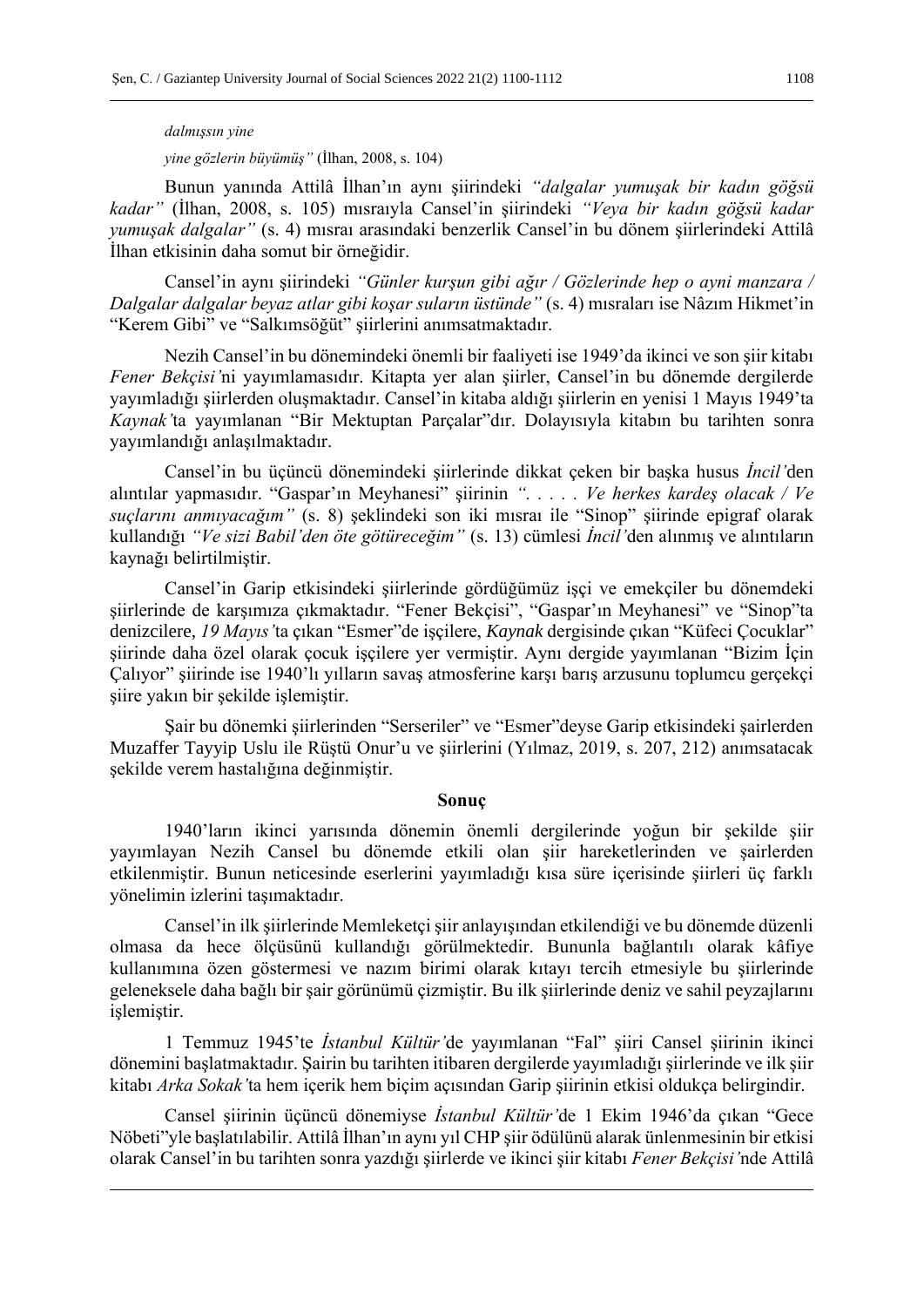*dalmışsın yine*

*yine gözlerin büyümüş"* (İlhan, 2008, s. 104)

Bunun yanında Attilâ İlhan'ın aynı şiirindeki *"dalgalar yumuşak bir kadın göğsü kadar"* (İlhan, 2008, s. 105) mısraıyla Cansel'in şiirindeki *"Veya bir kadın göğsü kadar yumuşak dalgalar"* (s. 4) mısraı arasındaki benzerlik Cansel'in bu dönem şiirlerindeki Attilâ İlhan etkisinin daha somut bir örneğidir.

Cansel'in aynı şiirindeki *"Günler kurşun gibi ağır / Gözlerinde hep o ayni manzara / Dalgalar dalgalar beyaz atlar gibi koşar suların üstünde"* (s. 4) mısraları ise Nâzım Hikmet'in "Kerem Gibi" ve "Salkımsöğüt" şiirlerini anımsatmaktadır.

Nezih Cansel'in bu dönemindeki önemli bir faaliyeti ise 1949'da ikinci ve son şiir kitabı *Fener Bekçisi'*ni yayımlamasıdır. Kitapta yer alan şiirler, Cansel'in bu dönemde dergilerde yayımladığı şiirlerden oluşmaktadır. Cansel'in kitaba aldığı şiirlerin en yenisi 1 Mayıs 1949'ta *Kaynak'*ta yayımlanan "Bir Mektuptan Parçalar"dır. Dolayısıyla kitabın bu tarihten sonra yayımlandığı anlaşılmaktadır.

Cansel'in bu üçüncü dönemindeki şiirlerinde dikkat çeken bir başka husus *İncil'*den alıntılar yapmasıdır. "Gaspar'ın Meyhanesi" şiirinin *". . . . . Ve herkes kardeş olacak / Ve suçlarını anmıyacağım"* (s. 8) şeklindeki son iki mısraı ile "Sinop" şiirinde epigraf olarak kullandığı *"Ve sizi Babil'den öte götüreceğim"* (s. 13) cümlesi *İncil'*den alınmış ve alıntıların kaynağı belirtilmiştir.

Cansel'in Garip etkisindeki şiirlerinde gördüğümüz işçi ve emekçiler bu dönemdeki şiirlerinde de karşımıza çıkmaktadır. "Fener Bekçisi", "Gaspar'ın Meyhanesi" ve "Sinop"ta denizcilere, *19 Mayıs'*ta çıkan "Esmer"de işçilere, *Kaynak* dergisinde çıkan "Küfeci Çocuklar" şiirinde daha özel olarak çocuk işçilere yer vermiştir. Aynı dergide yayımlanan "Bizim İçin Çalıyor" şiirinde ise 1940'lı yılların savaş atmosferine karşı barış arzusunu toplumcu gerçekçi şiire yakın bir şekilde işlemiştir.

Şair bu dönemki şiirlerinden "Serseriler" ve "Esmer"deyse Garip etkisindeki şairlerden Muzaffer Tayyip Uslu ile Rüştü Onur'u ve şiirlerini (Yılmaz, 2019, s. 207, 212) anımsatacak şekilde verem hastalığına değinmiştir.

## Sonuç

1940'ların ikinci yarısında dönemin önemli dergilerinde yoğun bir şekilde şiir yayımlayan Nezih Cansel bu dönemde etkili olan şiir hareketlerinden ve şairlerden etkilenmiştir. Bunun neticesinde eserlerini yayımladığı kısa süre içerisinde şiirleri üç farklı yönelimin izlerini taşımaktadır.

Cansel'in ilk şiirlerinde Memleketçi şiir anlayışından etkilendiği ve bu dönemde düzenli olmasa da hece ölçüsünü kullandığı görülmektedir. Bununla bağlantılı olarak kâfiye kullanımına özen göstermesi ve nazım birimi olarak kıtayı tercih etmesiyle bu şiirlerinde geleneksele daha bağlı bir şair görünümü çizmiştir. Bu ilk şiirlerinde deniz ve sahil peyzajlarını işlemiştir.

1 Temmuz 1945'te *İstanbul Kültür'*de yayımlanan "Fal" şiiri Cansel şiirinin ikinci dönemini başlatmaktadır. Şairin bu tarihten itibaren dergilerde yayımladığı şiirlerinde ve ilk şiir kitabı *Arka Sokak'*ta hem içerik hem biçim açısından Garip şiirinin etkisi oldukça belirgindir.

Cansel şiirinin üçüncü dönemiyse *İstanbul Kültür'*de 1 Ekim 1946'da çıkan "Gece Nöbeti"yle başlatılabilir. Attilâ İlhan'ın aynı yıl CHP şiir ödülünü alarak ünlenmesinin bir etkisi olarak Cansel'in bu tarihten sonra yazdığı şiirlerde ve ikinci şiir kitabı *Fener Bekçisi'*nde Attilâ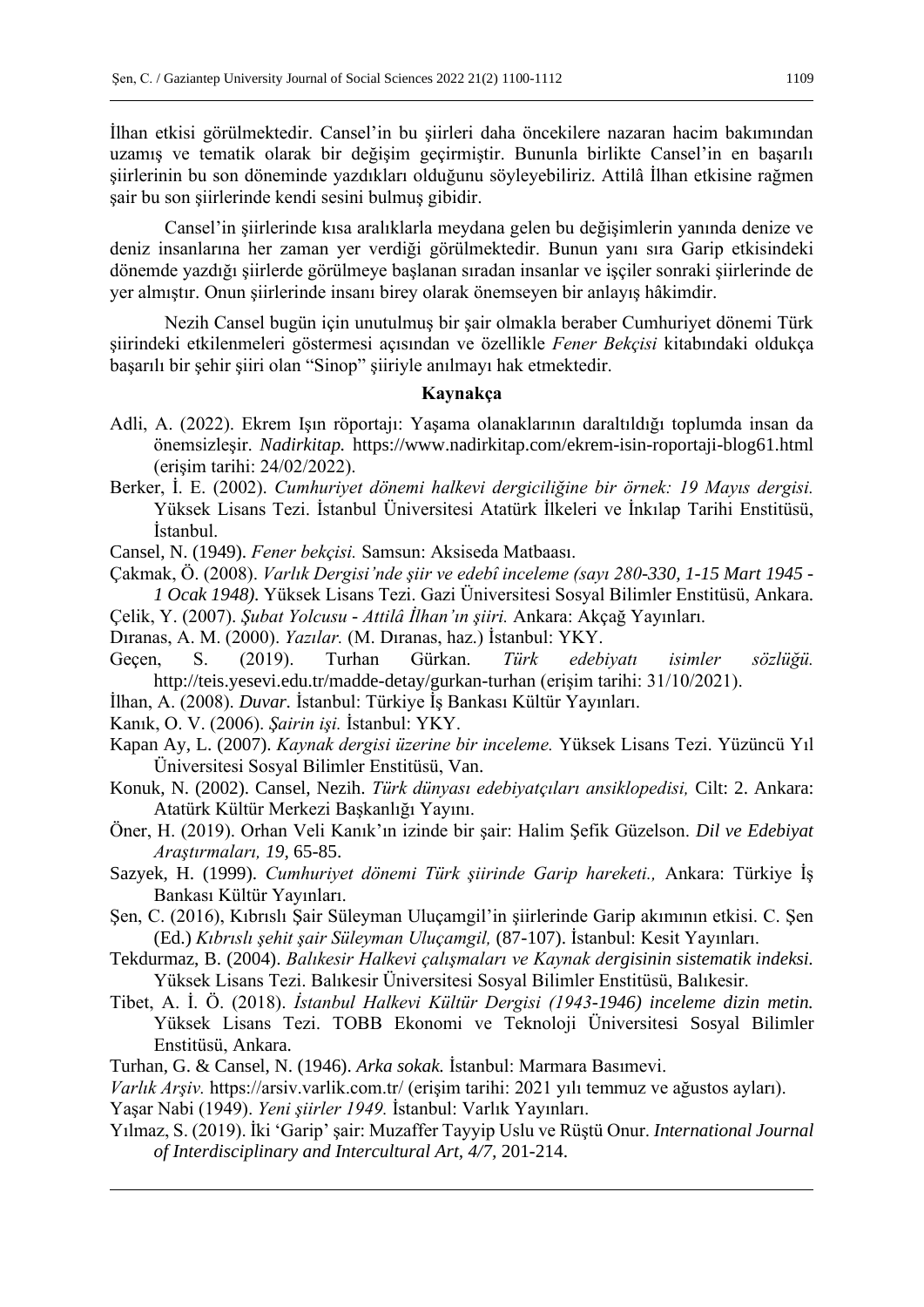İlhan etkisi görülmektedir. Cansel'in bu şiirleri daha öncekilere nazaran hacim bakımından uzamış ve tematik olarak bir değişim geçirmiştir. Bununla birlikte Cansel'in en başarılı şiirlerinin bu son döneminde yazdıkları olduğunu söyleyebiliriz. Attilâ İlhan etkisine rağmen şair bu son şiirlerinde kendi sesini bulmuş gibidir.

Cansel'in şiirlerinde kısa aralıklarla meydana gelen bu değişimlerin yanında denize ve deniz insanlarına her zaman yer verdiği görülmektedir. Bunun yanı sıra Garip etkisindeki dönemde yazdığı şiirlerde görülmeye başlanan sıradan insanlar ve işçiler sonraki şiirlerinde de yer almıştır. Onun şiirlerinde insanı birey olarak önemseyen bir anlayış hâkimdir.

Nezih Cansel bugün için unutulmuş bir şair olmakla beraber Cumhuriyet dönemi Türk şiirindeki etkilenmeleri göstermesi açısından ve özellikle *Fener Bekçisi* kitabındaki oldukça başarılı bir şehir şiiri olan "Sinop" şiiriyle anılmayı hak etmektedir.

## Kaynakça

Adli, A. (2022). Ekrem Işın röportajı: Yaşama olanaklarının daraltıldığı toplumda insan da önemsizleşir. *Nadirkitap.* https://www.nadirkitap.com/ekrem-isin-roportaji-blog61.html (erişim tarihi: 24/02/2022).

Berker, İ. E. (2002). *Cumhuriyet dönemi halkevi dergiciliğine bir örnek: 19 Mayıs dergisi.* Yüksek Lisans Tezi. İstanbul Üniversitesi Atatürk İlkeleri ve İnkılap Tarihi Enstitüsü, İstanbul.

Cansel, N. (1949). *Fener bekçisi.* Samsun: Aksiseda Matbaası.

Çakmak, Ö. (2008). *Varlık Dergisi'nde şiir ve edebî inceleme (sayı 280-330, 1-15 Mart 1945 - 1 Ocak 1948).* Yüksek Lisans Tezi. Gazi Üniversitesi Sosyal Bilimler Enstitüsü, Ankara.

Çelik, Y. (2007). *Şubat Yolcusu - Attilâ İlhan'ın şiiri.* Ankara: Akçağ Yayınları.

Dıranas, A. M. (2000). *Yazılar.* (M. Dıranas, haz.) İstanbul: YKY.

Geçen, S. (2019). Turhan Gürkan. *Türk edebiyatı isimler sözlüğü.* http://teis.yesevi.edu.tr/madde-detay/gurkan-turhan (erişim tarihi: 31/10/2021).

İlhan, A. (2008). *Duvar.* İstanbul: Türkiye İş Bankası Kültür Yayınları.

Kanık, O. V. (2006). *Şairin işi.* İstanbul: YKY.

Kapan Ay, L. (2007). *Kaynak dergisi üzerine bir inceleme.* Yüksek Lisans Tezi. Yüzüncü Yıl Üniversitesi Sosyal Bilimler Enstitüsü, Van.

Konuk, N. (2002). Cansel, Nezih. *Türk dünyası edebiyatçıları ansiklopedisi,* Cilt: 2. Ankara: Atatürk Kültür Merkezi Başkanlığı Yayını.

Öner, H. (2019). Orhan Veli Kanık'ın izinde bir şair: Halim Şefik Güzelson. *Dil ve Edebiyat Araştırmaları, 19,* 65-85.

Sazyek, H. (1999). *Cumhuriyet dönemi Türk şiirinde Garip hareketi.,* Ankara: Türkiye İş Bankası Kültür Yayınları.

Şen, C. (2016), Kıbrıslı Şair Süleyman Uluçamgil'in şiirlerinde Garip akımının etkisi. C. Şen (Ed.) *Kıbrıslı şehit şair Süleyman Uluçamgil,* (87-107). İstanbul: Kesit Yayınları.

Tekdurmaz, B. (2004). *Balıkesir Halkevi çalışmaları ve Kaynak dergisinin sistematik indeksi.* Yüksek Lisans Tezi. Balıkesir Üniversitesi Sosyal Bilimler Enstitüsü, Balıkesir.

Tibet, A. İ. Ö. (2018). *İstanbul Halkevi Kültür Dergisi (1943-1946) inceleme dizin metin.* Yüksek Lisans Tezi. TOBB Ekonomi ve Teknoloji Üniversitesi Sosyal Bilimler Enstitüsü, Ankara.

Turhan, G. & Cansel, N. (1946). *Arka sokak.* İstanbul: Marmara Basımevi.

*Varlık Arşiv.* https://arsiv.varlik.com.tr/ (erişim tarihi: 2021 yılı temmuz ve ağustos ayları).

Yaşar Nabi (1949). *Yeni şiirler 1949.* İstanbul: Varlık Yayınları.

Yılmaz, S. (2019). İki 'Garip' şair: Muzaffer Tayyip Uslu ve Rüştü Onur. *International Journal of Interdisciplinary and Intercultural Art, 4/7,* 201-214.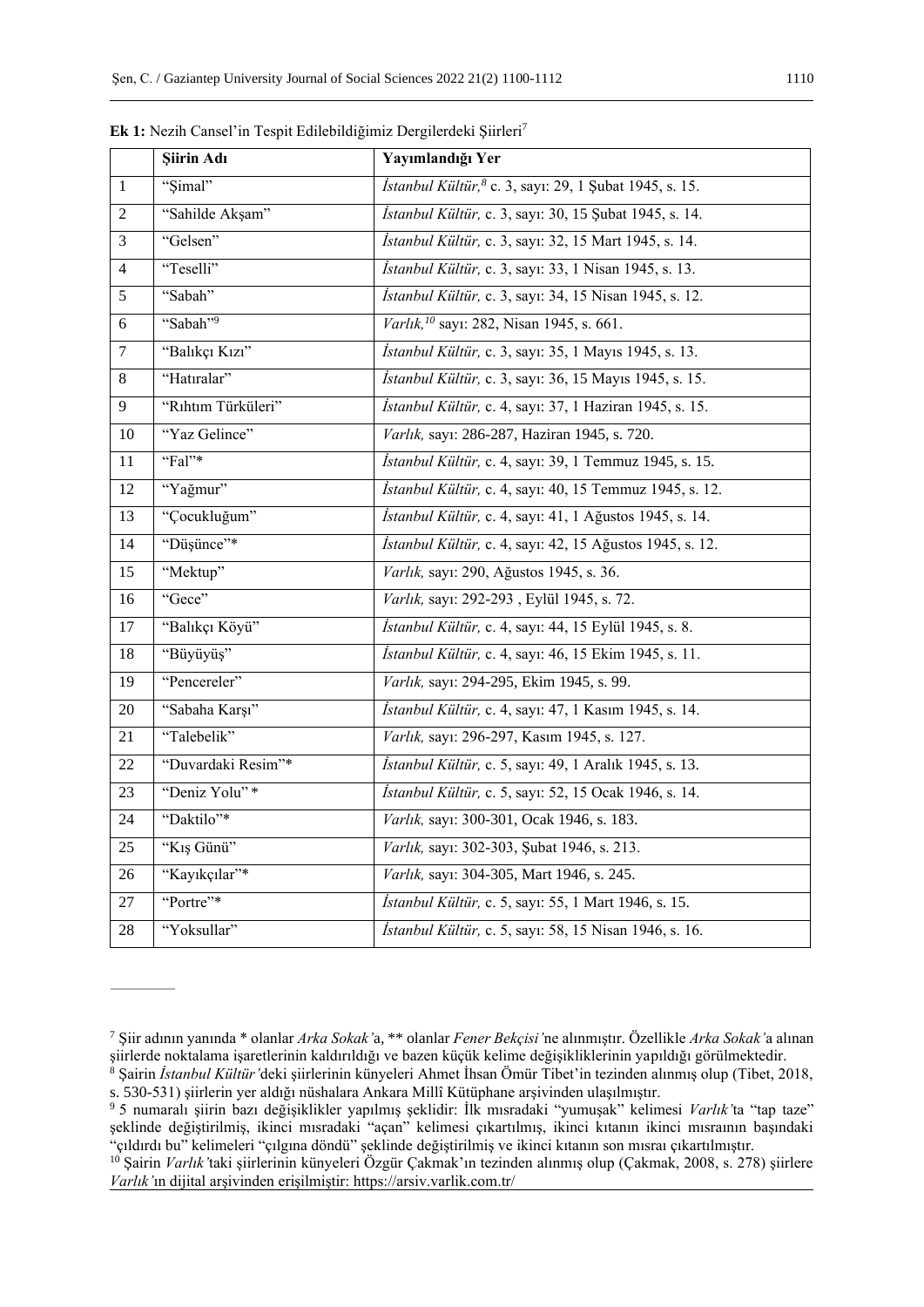**Ek 1:** Nezih Cansel'in Tespit Edilebildiğimiz Dergilerdeki Şiirleri[7]

| | Şiirin Adı | Yayımlandığı Yer |
|---|---|---|
| 1 | "Şimal" | *İstanbul Kültür,*[8] c. 3, sayı: 29, 1 Şubat 1945, s. 15. |
| 2 | "Sahilde Akşam" | *İstanbul Kültür,* c. 3, sayı: 30, 15 Şubat 1945, s. 14. |
| 3 | "Gelsen" | *İstanbul Kültür,* c. 3, sayı: 32, 15 Mart 1945, s. 14. |
| 4 | "Teselli" | *İstanbul Kültür,* c. 3, sayı: 33, 1 Nisan 1945, s. 13. |
| 5 | "Sabah" | *İstanbul Kültür,* c. 3, sayı: 34, 15 Nisan 1945, s. 12. |
| 6 | "Sabah"[9] | *Varlık,*[10] sayı: 282, Nisan 1945, s. 661. |
| 7 | "Balıkçı Kızı" | *İstanbul Kültür,* c. 3, sayı: 35, 1 Mayıs 1945, s. 13. |
| 8 | "Hatıralar" | *İstanbul Kültür,* c. 3, sayı: 36, 15 Mayıs 1945, s. 15. |
| 9 | "Rıhtım Türküleri" | *İstanbul Kültür,* c. 4, sayı: 37, 1 Haziran 1945, s. 15. |
| 10 | "Yaz Gelince" | *Varlık,* sayı: 286-287, Haziran 1945, s. 720. |
| 11 | "Fal"* | *İstanbul Kültür,* c. 4, sayı: 39, 1 Temmuz 1945, s. 15. |
| 12 | "Yağmur" | *İstanbul Kültür,* c. 4, sayı: 40, 15 Temmuz 1945, s. 12. |
| 13 | "Çocukluğum" | *İstanbul Kültür,* c. 4, sayı: 41, 1 Ağustos 1945, s. 14. |
| 14 | "Düşünce"* | *İstanbul Kültür,* c. 4, sayı: 42, 15 Ağustos 1945, s. 12. |
| 15 | "Mektup" | *Varlık,* sayı: 290, Ağustos 1945, s. 36. |
| 16 | "Gece" | *Varlık,* sayı: 292-293 , Eylül 1945, s. 72. |
| 17 | "Balıkçı Köyü" | *İstanbul Kültür,* c. 4, sayı: 44, 15 Eylül 1945, s. 8. |
| 18 | "Büyüyüş" | *İstanbul Kültür,* c. 4, sayı: 46, 15 Ekim 1945, s. 11. |
| 19 | "Pencereler" | *Varlık,* sayı: 294-295, Ekim 1945, s. 99. |
| 20 | "Sabaha Karşı" | *İstanbul Kültür,* c. 4, sayı: 47, 1 Kasım 1945, s. 14. |
| 21 | "Talebelik" | *Varlık,* sayı: 296-297, Kasım 1945, s. 127. |
| 22 | "Duvardaki Resim"* | *İstanbul Kültür,* c. 5, sayı: 49, 1 Aralık 1945, s. 13. |
| 23 | "Deniz Yolu" * | *İstanbul Kültür,* c. 5, sayı: 52, 15 Ocak 1946, s. 14. |
| 24 | "Daktilo"* | *Varlık,* sayı: 300-301, Ocak 1946, s. 183. |
| 25 | "Kış Günü" | *Varlık,* sayı: 302-303, Şubat 1946, s. 213. |
| 26 | "Kayıkçılar"* | *Varlık,* sayı: 304-305, Mart 1946, s. 245. |
| 27 | "Portre"* | *İstanbul Kültür,* c. 5, sayı: 55, 1 Mart 1946, s. 15. |
| 28 | "Yoksullar" | *İstanbul Kültür,* c. 5, sayı: 58, 15 Nisan 1946, s. 16. |

---

[7] Şiir adının yanında * olanlar *Arka Sokak'*a, ** olanlar *Fener Bekçisi'*ne alınmıştır. Özellikle *Arka Sokak'*a alınan şiirlerde noktalama işaretlerinin kaldırıldığı ve bazen küçük kelime değişikliklerinin yapıldığı görülmektedir.

[8] Şairin *İstanbul Kültür'*deki şiirlerinin künyeleri Ahmet İhsan Ömür Tibet'in tezinden alınmış olup (Tibet, 2018, s. 530-531) şiirlerin yer aldığı nüshalara Ankara Millî Kütüphane arşivinden ulaşılmıştır.

[9] 5 numaralı şiirin bazı değişiklikler yapılmış şeklidir: İlk mısradaki "yumuşak" kelimesi *Varlık'*ta "tap taze" şeklinde değiştirilmiş, ikinci mısradaki "açan" kelimesi çıkartılmış, ikinci kıtanın ikinci mısraının başındaki "çıldırdı bu" kelimeleri "çılgına döndü" şeklinde değiştirilmiş ve ikinci kıtanın son mısraı çıkartılmıştır.

[10] Şairin *Varlık'*taki şiirlerinin künyeleri Özgür Çakmak'ın tezinden alınmış olup (Çakmak, 2008, s. 278) şiirlere *Varlık'*ın dijital arşivinden erişilmiştir: https://arsiv.varlik.com.tr/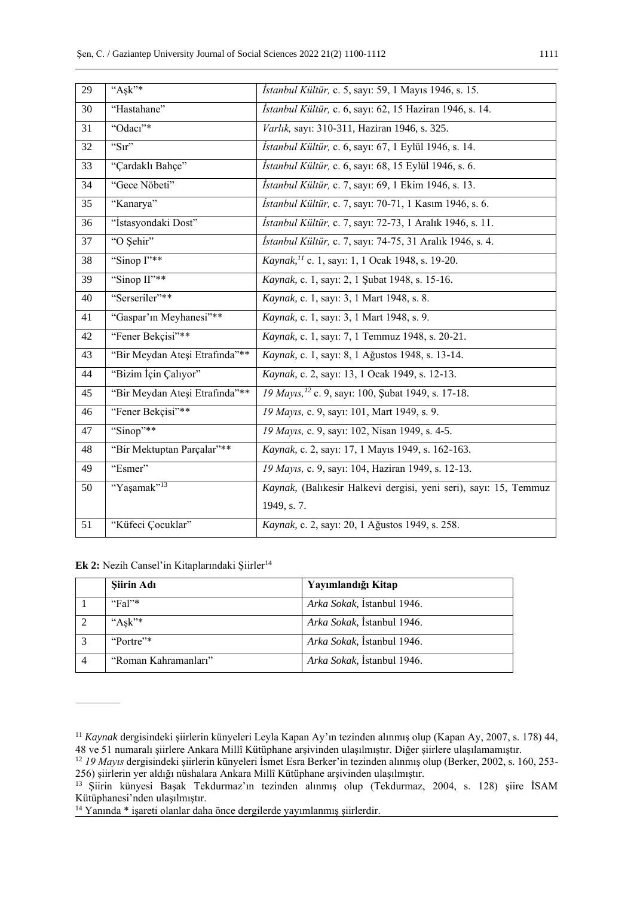| 29 | "Aşk"* | *İstanbul Kültür,* c. 5, sayı: 59, 1 Mayıs 1946, s. 15. |
|---|---|---|
| 30 | "Hastahane" | *İstanbul Kültür,* c. 6, sayı: 62, 15 Haziran 1946, s. 14. |
| 31 | "Odacı"* | *Varlık,* sayı: 310-311, Haziran 1946, s. 325. |
| 32 | "Sır" | *İstanbul Kültür,* c. 6, sayı: 67, 1 Eylül 1946, s. 14. |
| 33 | "Çardaklı Bahçe" | *İstanbul Kültür,* c. 6, sayı: 68, 15 Eylül 1946, s. 6. |
| 34 | "Gece Nöbeti" | *İstanbul Kültür,* c. 7, sayı: 69, 1 Ekim 1946, s. 13. |
| 35 | "Kanarya" | *İstanbul Kültür,* c. 7, sayı: 70-71, 1 Kasım 1946, s. 6. |
| 36 | "İstasyondaki Dost" | *İstanbul Kültür,* c. 7, sayı: 72-73, 1 Aralık 1946, s. 11. |
| 37 | "O Şehir" | *İstanbul Kültür,* c. 7, sayı: 74-75, 31 Aralık 1946, s. 4. |
| 38 | "Sinop I"** | *Kaynak,*[11] c. 1, sayı: 1, 1 Ocak 1948, s. 19-20. |
| 39 | "Sinop II"** | *Kaynak,* c. 1, sayı: 2, 1 Şubat 1948, s. 15-16. |
| 40 | "Serseriler"** | *Kaynak,* c. 1, sayı: 3, 1 Mart 1948, s. 8. |
| 41 | "Gaspar'ın Meyhanesi"** | *Kaynak,* c. 1, sayı: 3, 1 Mart 1948, s. 9. |
| 42 | "Fener Bekçisi"** | *Kaynak,* c. 1, sayı: 7, 1 Temmuz 1948, s. 20-21. |
| 43 | "Bir Meydan Ateşi Etrafında"** | *Kaynak,* c. 1, sayı: 8, 1 Ağustos 1948, s. 13-14. |
| 44 | "Bizim İçin Çalıyor" | *Kaynak,* c. 2, sayı: 13, 1 Ocak 1949, s. 12-13. |
| 45 | "Bir Meydan Ateşi Etrafında"** | *19 Mayıs,*[12] c. 9, sayı: 100, Şubat 1949, s. 17-18. |
| 46 | "Fener Bekçisi"** | *19 Mayıs,* c. 9, sayı: 101, Mart 1949, s. 9. |
| 47 | "Sinop"** | *19 Mayıs,* c. 9, sayı: 102, Nisan 1949, s. 4-5. |
| 48 | "Bir Mektuptan Parçalar"** | *Kaynak,* c. 2, sayı: 17, 1 Mayıs 1949, s. 162-163. |
| 49 | "Esmer" | *19 Mayıs,* c. 9, sayı: 104, Haziran 1949, s. 12-13. |
| 50 | "Yaşamak"[13] | *Kaynak,* (Balıkesir Halkevi dergisi, yeni seri), sayı: 15, Temmuz 1949, s. 7. |
| 51 | "Küfeci Çocuklar" | *Kaynak,* c. 2, sayı: 20, 1 Ağustos 1949, s. 258. |

**Ek 2:** Nezih Cansel'in Kitaplarındaki Şiirler[14]

| | **Şiirin Adı** | **Yayımlandığı Kitap** |
|---|---|---|
| 1 | "Fal"* | *Arka Sokak,* İstanbul 1946. |
| 2 | "Aşk"* | *Arka Sokak,* İstanbul 1946. |
| 3 | "Portre"* | *Arka Sokak,* İstanbul 1946. |
| 4 | "Roman Kahramanları" | *Arka Sokak,* İstanbul 1946. |

---

[11] *Kaynak* dergisindeki şiirlerin künyeleri Leyla Kapan Ay'ın tezinden alınmış olup (Kapan Ay, 2007, s. 178) 44, 48 ve 51 numaralı şiirlere Ankara Millî Kütüphane arşivinden ulaşılmıştır. Diğer şiirlere ulaşılamamıştır.

[12] *19 Mayıs* dergisindeki şiirlerin künyeleri İsmet Esra Berker'in tezinden alınmış olup (Berker, 2002, s. 160, 253-256) şiirlerin yer aldığı nüshalara Ankara Millî Kütüphane arşivinden ulaşılmıştır.

[13] Şiirin künyesi Başak Tekdurmaz'ın tezinden alınmış olup (Tekdurmaz, 2004, s. 128) şiire İSAM Kütüphanesi'nden ulaşılmıştır.

[14] Yanında * işareti olanlar daha önce dergilerde yayımlanmış şiirlerdir.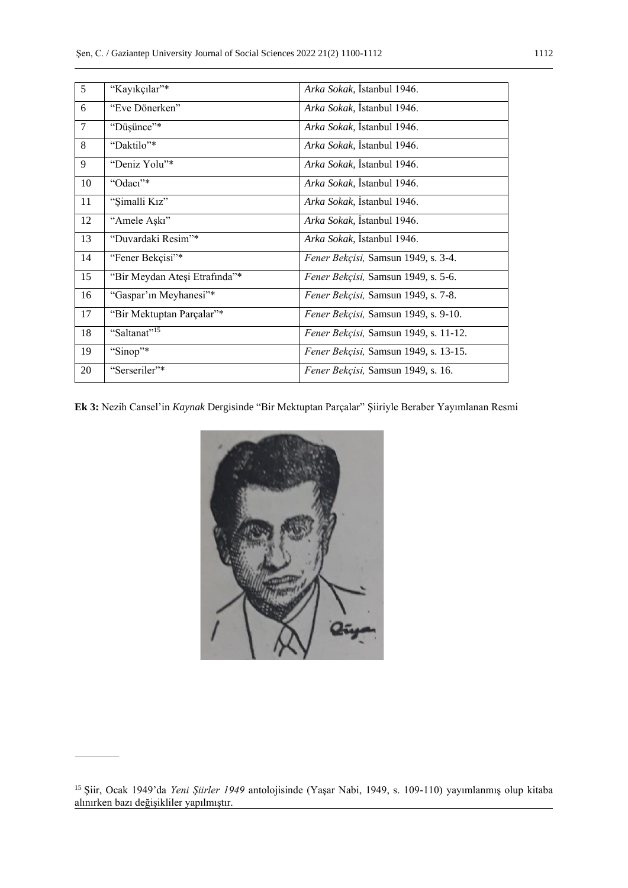| | | |
|---|---|---|
| 5 | "Kayıkçılar"* | *Arka Sokak*, İstanbul 1946. |
| 6 | "Eve Dönerken" | *Arka Sokak*, İstanbul 1946. |
| 7 | "Düşünce"* | *Arka Sokak*, İstanbul 1946. |
| 8 | "Daktilo"* | *Arka Sokak*, İstanbul 1946. |
| 9 | "Deniz Yolu"* | *Arka Sokak*, İstanbul 1946. |
| 10 | "Odacı"* | *Arka Sokak*, İstanbul 1946. |
| 11 | "Şimalli Kız" | *Arka Sokak*, İstanbul 1946. |
| 12 | "Amele Aşkı" | *Arka Sokak*, İstanbul 1946. |
| 13 | "Duvardaki Resim"* | *Arka Sokak*, İstanbul 1946. |
| 14 | "Fener Bekçisi"* | *Fener Bekçisi,* Samsun 1949, s. 3-4. |
| 15 | "Bir Meydan Ateşi Etrafında"* | *Fener Bekçisi,* Samsun 1949, s. 5-6. |
| 16 | "Gaspar'ın Meyhanesi"* | *Fener Bekçisi,* Samsun 1949, s. 7-8. |
| 17 | "Bir Mektuptan Parçalar"* | *Fener Bekçisi,* Samsun 1949, s. 9-10. |
| 18 | "Saltanat"[15] | *Fener Bekçisi,* Samsun 1949, s. 11-12. |
| 19 | "Sinop"* | *Fener Bekçisi,* Samsun 1949, s. 13-15. |
| 20 | "Serseriler"* | *Fener Bekçisi,* Samsun 1949, s. 16. |

**Ek 3:** Nezih Cansel'in *Kaynak* Dergisinde "Bir Mektuptan Parçalar" Şiiriyle Beraber Yayımlanan Resmi

[15] Şiir, Ocak 1949'da *Yeni Şiirler 1949* antolojisinde (Yaşar Nabi, 1949, s. 109-110) yayımlanmış olup kitaba alınırken bazı değişikliler yapılmıştır.